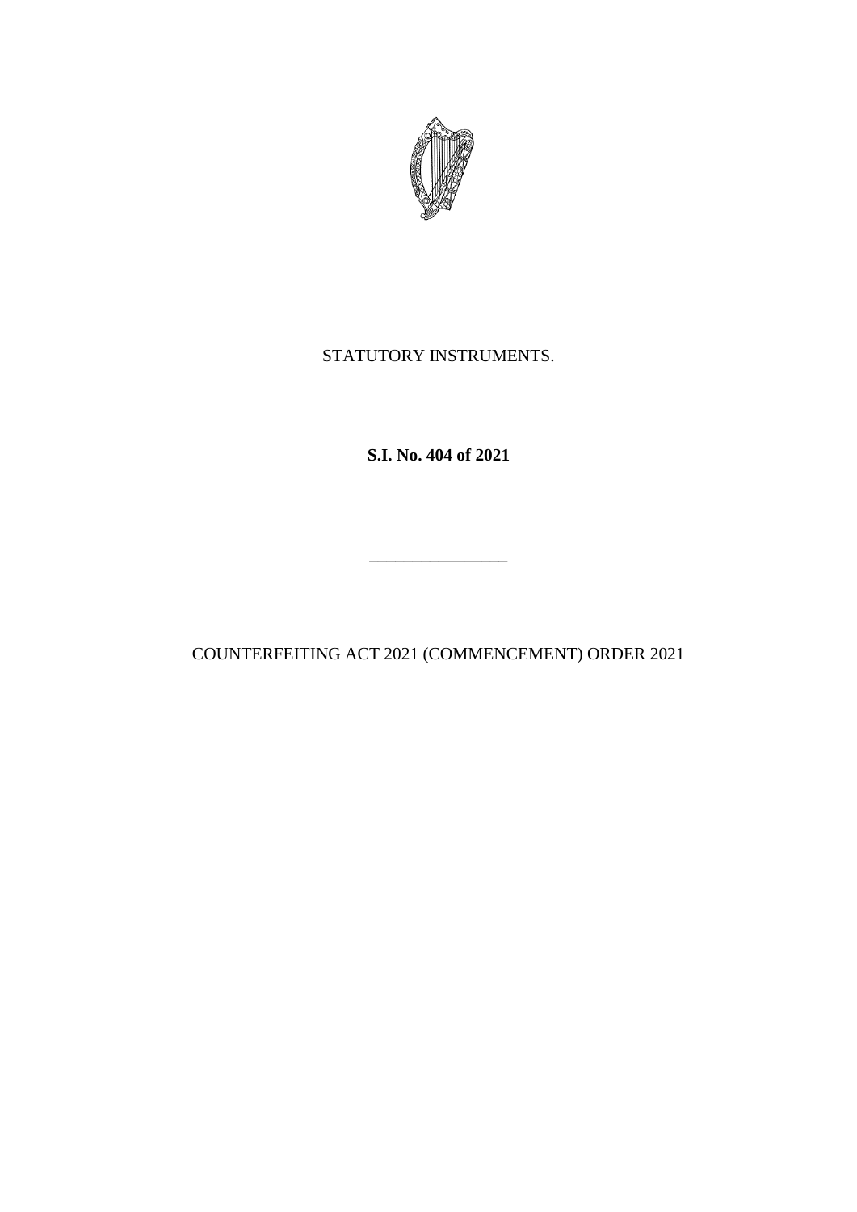STATUTORY INSTRUMENTS.

**S.I. No. 404 of 2021**

---

COUNTERFEITING ACT 2021 (COMMENCEMENT) ORDER 2021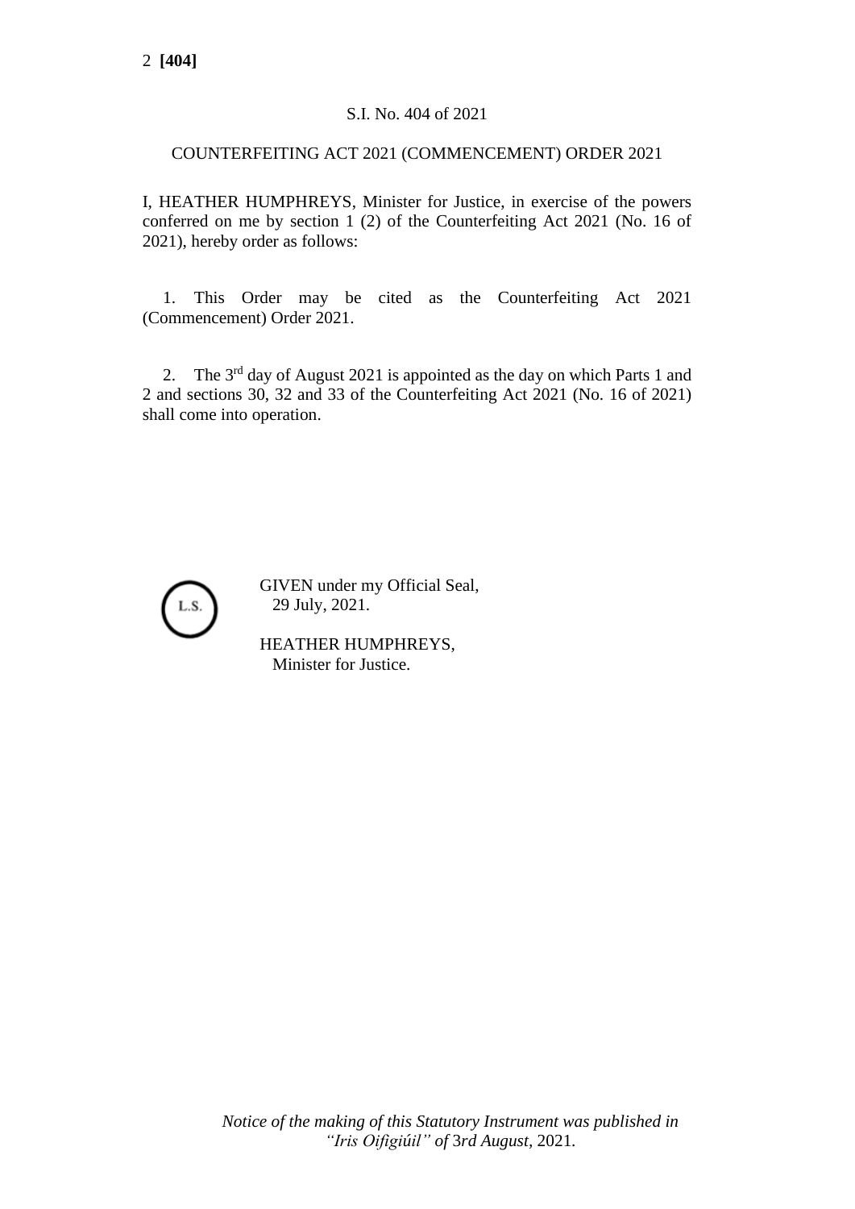S.I. No. 404 of 2021

COUNTERFEITING ACT 2021 (COMMENCEMENT) ORDER 2021

I, HEATHER HUMPHREYS, Minister for Justice, in exercise of the powers conferred on me by section 1 (2) of the Counterfeiting Act 2021 (No. 16 of 2021), hereby order as follows:

1. This Order may be cited as the Counterfeiting Act 2021 (Commencement) Order 2021.

2. The 3rd day of August 2021 is appointed as the day on which Parts 1 and 2 and sections 30, 32 and 33 of the Counterfeiting Act 2021 (No. 16 of 2021) shall come into operation.

L.S.

GIVEN under my Official Seal,
29 July, 2021.

HEATHER HUMPHREYS,
Minister for Justice.

*Notice of the making of this Statutory Instrument was published in "Iris Oifigiúil" of 3rd August, 2021.*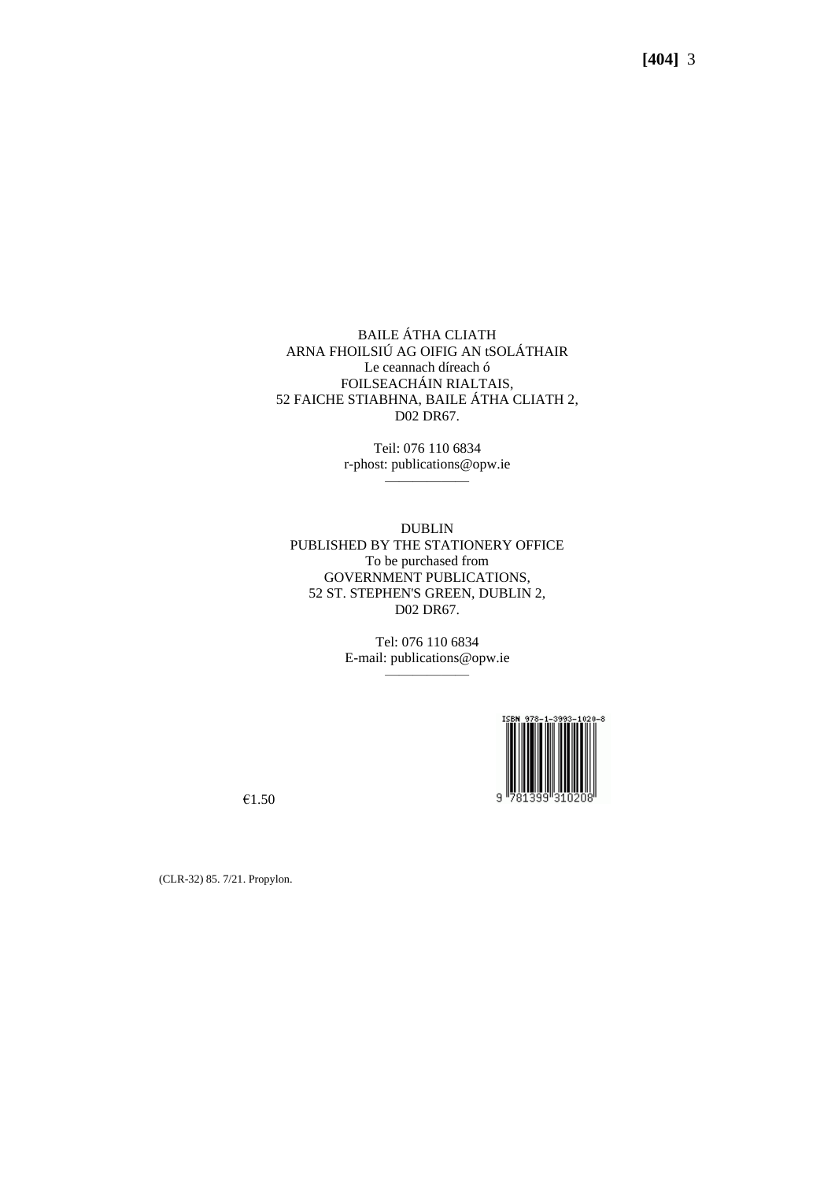BAILE ÁTHA CLIATH
ARNA FHOILSIÚ AG OIFIG AN tSOLÁTHAIR
Le ceannach díreach ó
FOILSEACHÁIN RIALTAIS,
52 FAICHE STIABHNA, BAILE ÁTHA CLIATH 2,
D02 DR67.

Teil: 076 110 6834
r-phost: publications@opw.ie

---

DUBLIN
PUBLISHED BY THE STATIONERY OFFICE
To be purchased from
GOVERNMENT PUBLICATIONS,
52 ST. STEPHEN'S GREEN, DUBLIN 2,
D02 DR67.

Tel: 076 110 6834
E-mail: publications@opw.ie

---

ISBN 978-1-3993-1020-8

9 781399 310208

€1.50

(CLR-32) 85. 7/21. Propylon.